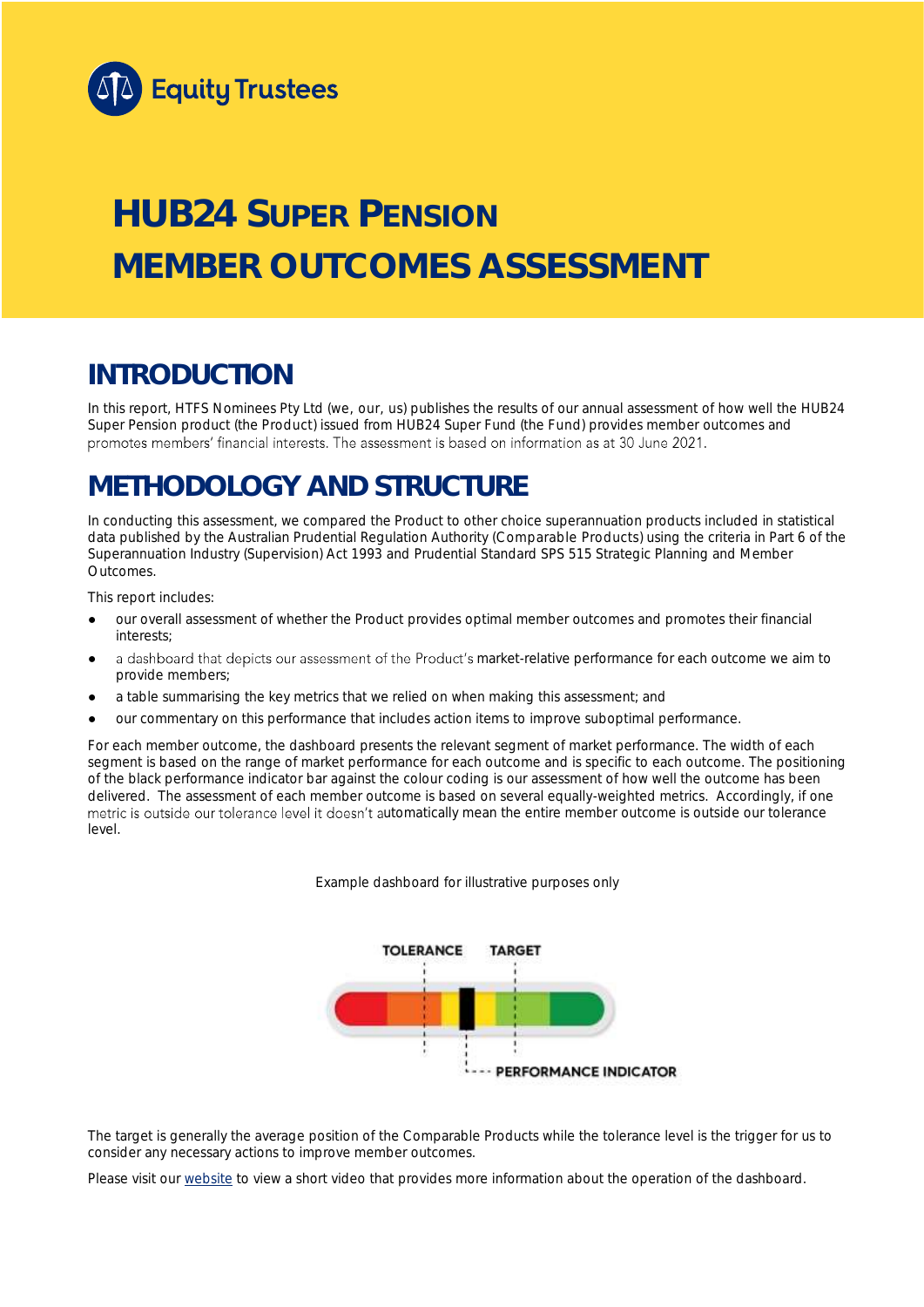Equity Trustees

# HUB24 SUPER PENSION MEMBER OUTCOMES ASSESSMENT

## INTRODUCTION

In this report, HTFS Nominees Pty Ltd (we, our, us) publishes the results of our annual assessment of how well the HUB24 Super Pension product (the Product) issued from HUB24 Super Fund (the Fund) provides member outcomes and promotes members' financial interests. The assessment is based on information as at 30 June 2021.

## METHODOLOGY AND STRUCTURE

In conducting this assessment, we compared the Product to other choice superannuation products included in statistical data published by the Australian Prudential Regulation Authority (Comparable Products) using the criteria in Part 6 of the Superannuation Industry (Supervision) Act 1993 and Prudential Standard SPS 515 Strategic Planning and Member Outcomes.

This report includes:

- our overall assessment of whether the Product provides optimal member outcomes and promotes their financial interests;
- a dashboard that depicts our assessment of the Product's market-relative performance for each outcome we aim to provide members;
- a table summarising the key metrics that we relied on when making this assessment; and
- our commentary on this performance that includes action items to improve suboptimal performance.

For each member outcome, the dashboard presents the relevant segment of market performance. The width of each segment is based on the range of market performance for each outcome and is specific to each outcome. The positioning of the black performance indicator bar against the colour coding is our assessment of how well the outcome has been delivered. The assessment of each member outcome is based on several equally-weighted metrics. Accordingly, if one metric is outside our tolerance level it doesn't automatically mean the entire member outcome is outside our tolerance level.

Example dashboard for illustrative purposes only

TOLERANCE TARGET

PERFORMANCE INDICATOR

The target is generally the average position of the Comparable Products while the tolerance level is the trigger for us to consider any necessary actions to improve member outcomes.

Please visit our website to view a short video that provides more information about the operation of the dashboard.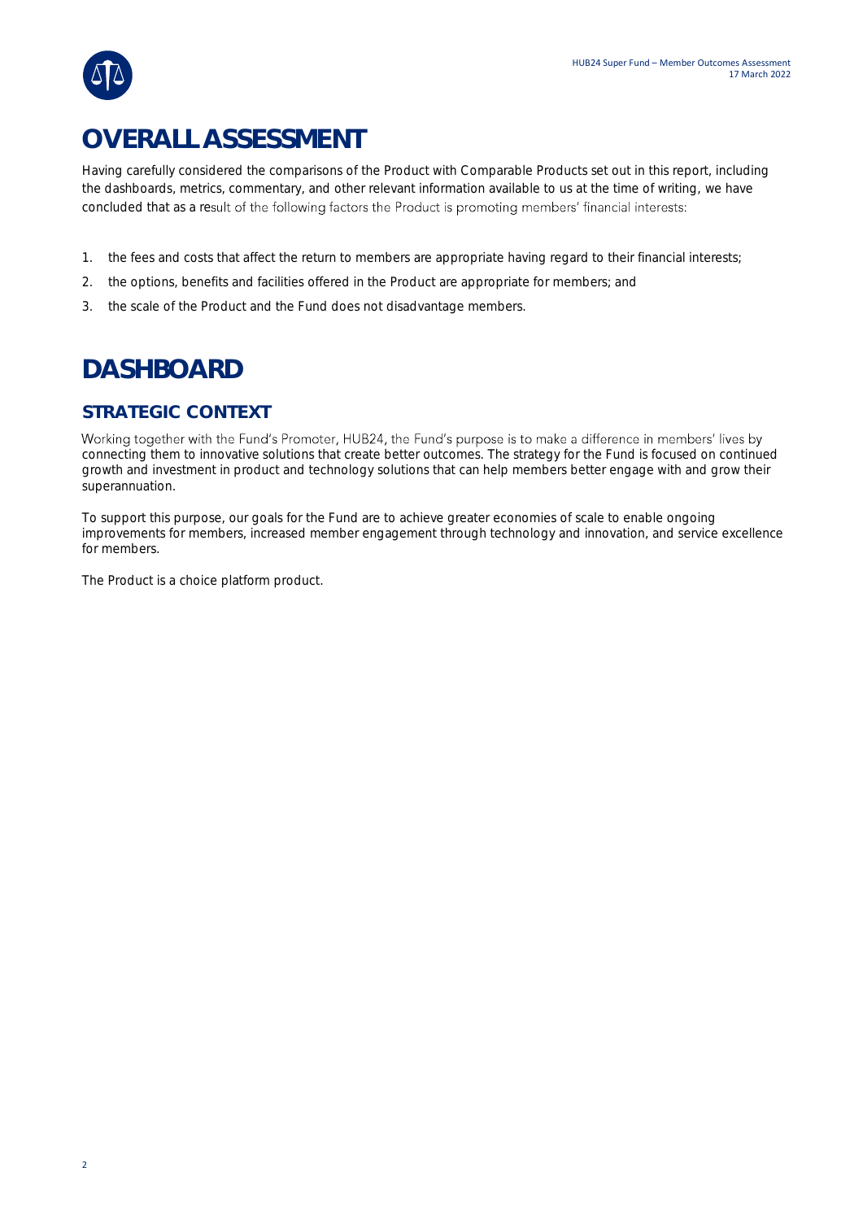# OVERALL ASSESSMENT

Having carefully considered the comparisons of the Product with Comparable Products set out in this report, including the dashboards, metrics, commentary, and other relevant information available to us at the time of writing, we have concluded that as a result of the following factors the Product is promoting members' financial interests:

1. the fees and costs that affect the return to members are appropriate having regard to their financial interests;
2. the options, benefits and facilities offered in the Product are appropriate for members; and
3. the scale of the Product and the Fund does not disadvantage members.

# DASHBOARD

## STRATEGIC CONTEXT

Working together with the Fund's Promoter, HUB24, the Fund's purpose is to make a difference in members' lives by connecting them to innovative solutions that create better outcomes. The strategy for the Fund is focused on continued growth and investment in product and technology solutions that can help members better engage with and grow their superannuation.

To support this purpose, our goals for the Fund are to achieve greater economies of scale to enable ongoing improvements for members, increased member engagement through technology and innovation, and service excellence for members.

The Product is a choice platform product.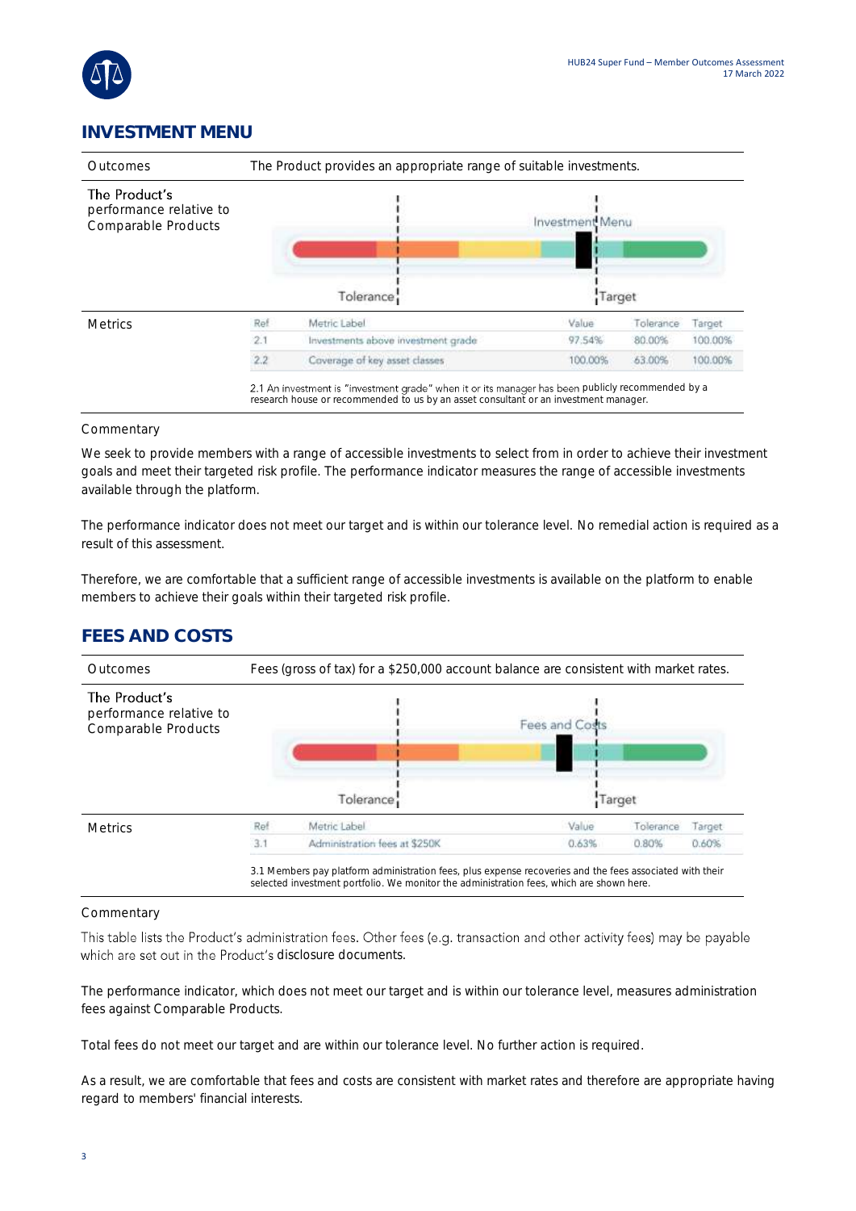## INVESTMENT MENU

| Outcomes | The Product provides an appropriate range of suitable investments. |
|---|---|
| The Product's performance relative to Comparable Products | Investment Menu — Tolerance — Target |

**Metrics**

| Ref | Metric Label | Value | Tolerance | Target |
|---|---|---|---|---|
| 2.1 | Investments above investment grade | 97.54% | 80.00% | 100.00% |
| 2.2 | Coverage of key asset classes | 100.00% | 63.00% | 100.00% |

2.1 An investment is "investment grade" when it or its manager has been publicly recommended by a research house or recommended to us by an asset consultant or an investment manager.

Commentary

We seek to provide members with a range of accessible investments to select from in order to achieve their investment goals and meet their targeted risk profile. The performance indicator measures the range of accessible investments available through the platform.

The performance indicator does not meet our target and is within our tolerance level. No remedial action is required as a result of this assessment.

Therefore, we are comfortable that a sufficient range of accessible investments is available on the platform to enable members to achieve their goals within their targeted risk profile.

## FEES AND COSTS

| Outcomes | Fees (gross of tax) for a $250,000 account balance are consistent with market rates. |
|---|---|
| The Product's performance relative to Comparable Products | Fees and Costs — Tolerance — Target |

**Metrics**

| Ref | Metric Label | Value | Tolerance | Target |
|---|---|---|---|---|
| 3.1 | Administration fees at $250K | 0.63% | 0.80% | 0.60% |

3.1 Members pay platform administration fees, plus expense recoveries and the fees associated with their selected investment portfolio. We monitor the administration fees, which are shown here.

Commentary

This table lists the Product's administration fees. Other fees (e.g. transaction and other activity fees) may be payable which are set out in the Product's disclosure documents.

The performance indicator, which does not meet our target and is within our tolerance level, measures administration fees against Comparable Products.

Total fees do not meet our target and are within our tolerance level. No further action is required.

As a result, we are comfortable that fees and costs are consistent with market rates and therefore are appropriate having regard to members' financial interests.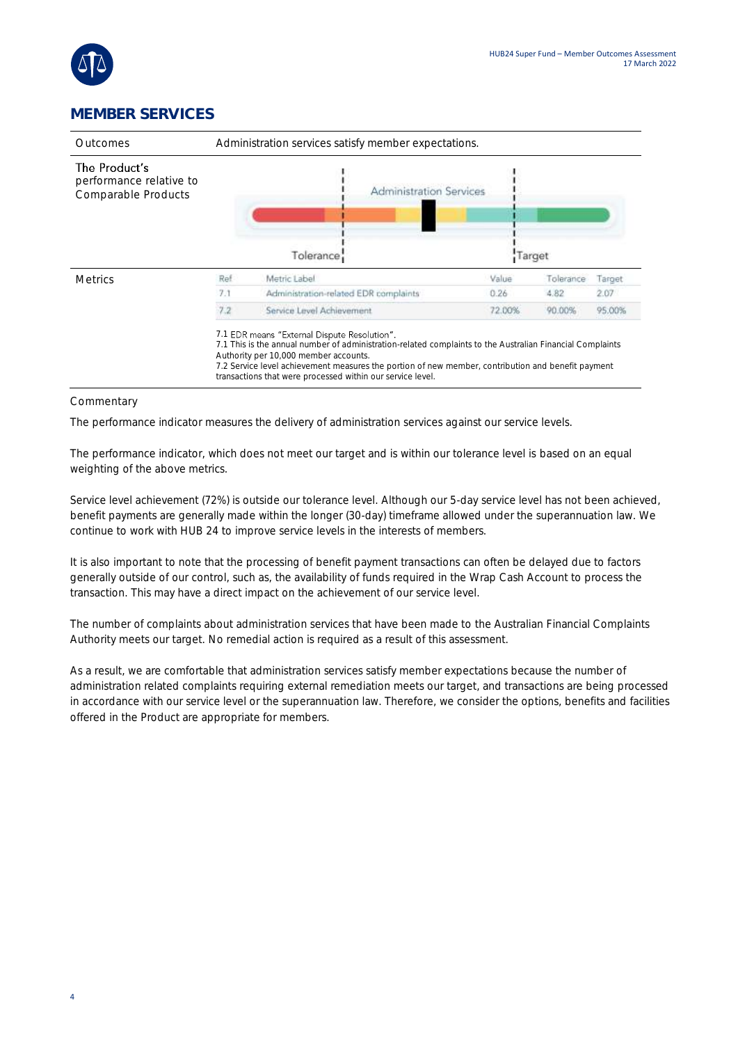## MEMBER SERVICES

| | |
|---|---|
| Outcomes | Administration services satisfy member expectations. |
| The Product's performance relative to Comparable Products | Administration Services — Tolerance — Target |

**Metrics**

| Ref | Metric Label | Value | Tolerance | Target |
|---|---|---|---|---|
| 7.1 | Administration-related EDR complaints | 0.26 | 4.82 | 2.07 |
| 7.2 | Service Level Achievement | 72.00% | 90.00% | 95.00% |

7.1 EDR means "External Dispute Resolution".
7.1 This is the annual number of administration-related complaints to the Australian Financial Complaints Authority per 10,000 member accounts.
7.2 Service level achievement measures the portion of new member, contribution and benefit payment transactions that were processed within our service level.

Commentary

The performance indicator measures the delivery of administration services against our service levels.

The performance indicator, which does not meet our target and is within our tolerance level is based on an equal weighting of the above metrics.

Service level achievement (72%) is outside our tolerance level. Although our 5-day service level has not been achieved, benefit payments are generally made within the longer (30-day) timeframe allowed under the superannuation law. We continue to work with HUB 24 to improve service levels in the interests of members.

It is also important to note that the processing of benefit payment transactions can often be delayed due to factors generally outside of our control, such as, the availability of funds required in the Wrap Cash Account to process the transaction. This may have a direct impact on the achievement of our service level.

The number of complaints about administration services that have been made to the Australian Financial Complaints Authority meets our target. No remedial action is required as a result of this assessment.

As a result, we are comfortable that administration services satisfy member expectations because the number of administration related complaints requiring external remediation meets our target, and transactions are being processed in accordance with our service level or the superannuation law. Therefore, we consider the options, benefits and facilities offered in the Product are appropriate for members.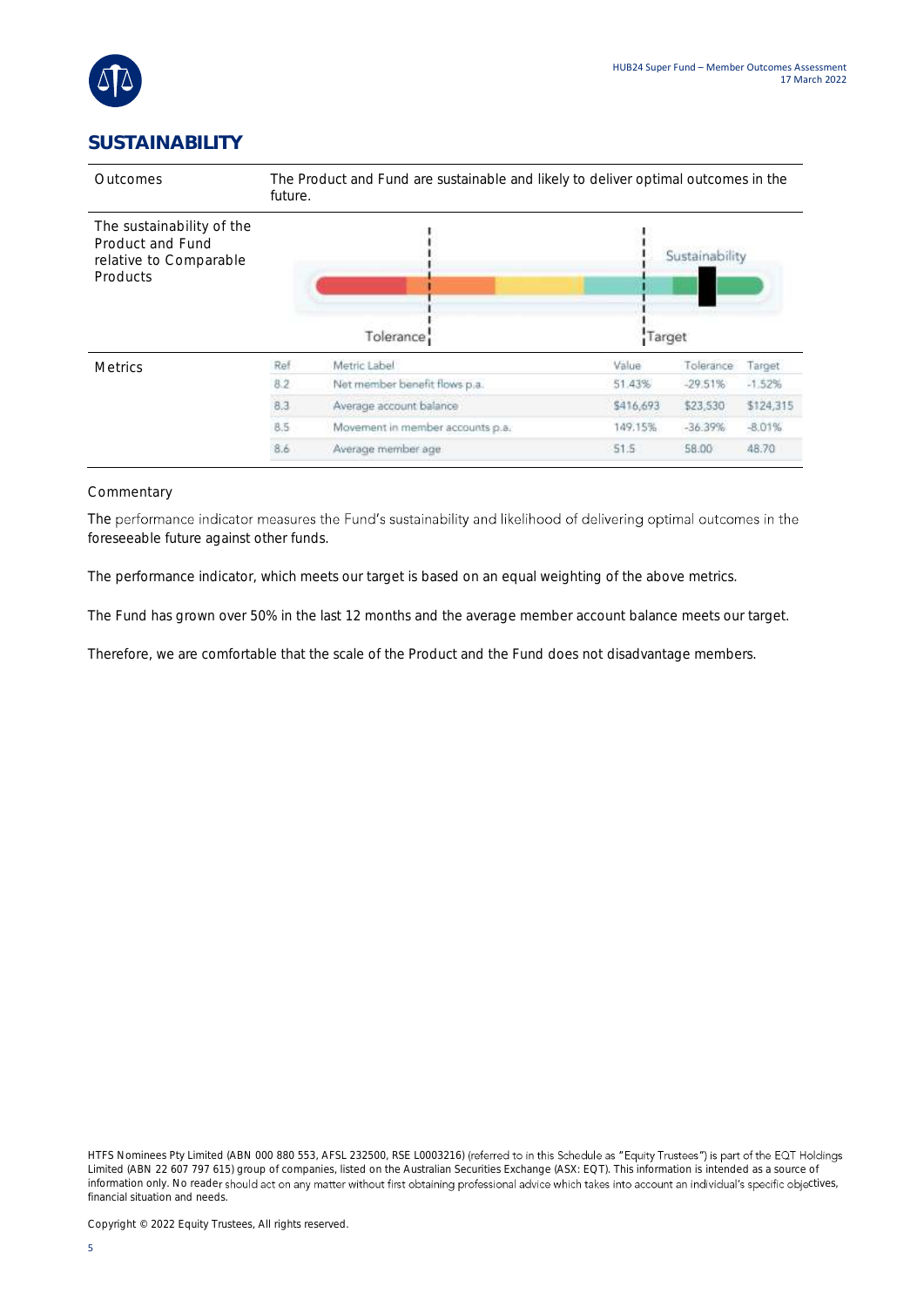## SUSTAINABILITY

| | |
|---|---|
| Outcomes | The Product and Fund are sustainable and likely to deliver optimal outcomes in the future. |
| The sustainability of the Product and Fund relative to Comparable Products | Sustainability<br>Tolerance<br>Target |

**Metrics**

| Ref | Metric Label | Value | Tolerance | Target |
|---|---|---|---|---|
| 8.2 | Net member benefit flows p.a. | 51.43% | -29.51% | -1.52% |
| 8.3 | Average account balance | $416,693 | $23,530 | $124,315 |
| 8.5 | Movement in member accounts p.a. | 149.15% | -36.39% | -8.01% |
| 8.6 | Average member age | 51.5 | 58.00 | 48.70 |

Commentary

The performance indicator measures the Fund's sustainability and likelihood of delivering optimal outcomes in the foreseeable future against other funds.

The performance indicator, which meets our target is based on an equal weighting of the above metrics.

The Fund has grown over 50% in the last 12 months and the average member account balance meets our target.

Therefore, we are comfortable that the scale of the Product and the Fund does not disadvantage members.

HTFS Nominees Pty Limited (ABN 000 880 553, AFSL 232500, RSE L0003216) (referred to in this Schedule as "Equity Trustees") is part of the EQT Holdings Limited (ABN 22 607 797 615) group of companies, listed on the Australian Securities Exchange (ASX: EQT). This information is intended as a source of information only. No reader should act on any matter without first obtaining professional advice which takes into account an individual's specific objectives, financial situation and needs.

Copyright © 2022 Equity Trustees, All rights reserved.